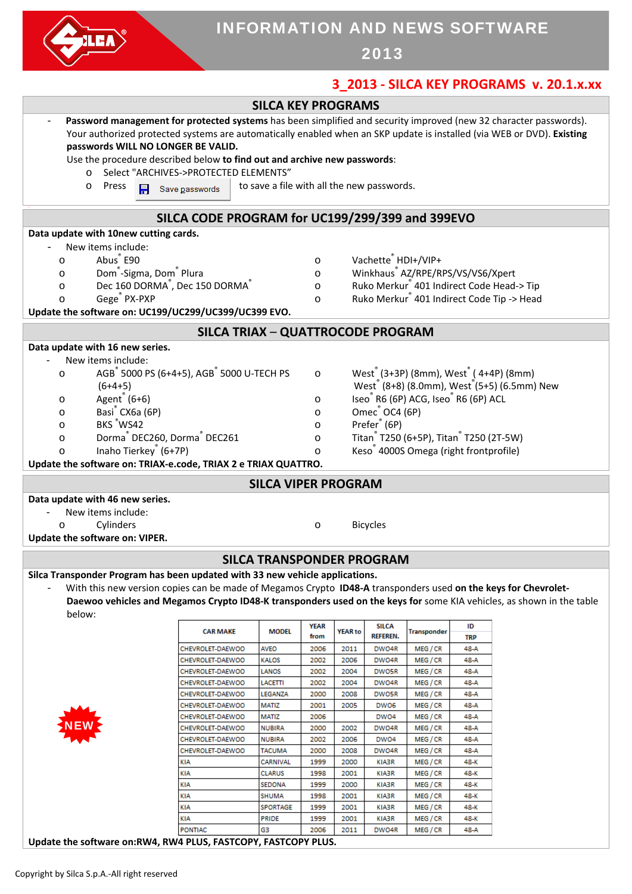# INFORMATION AND NEWS SOFTWARE 2013

## 3_2013 - SILCA KEY PROGRAMS v. 20.1.x.xx

## SILCA KEY PROGRAMS

- **Password management for protected systems** has been simplified and security improved (new 32 character passwords). Your authorized protected systems are automatically enabled when an SKP update is installed (via WEB or DVD). **Existing passwords WILL NO LONGER BE VALID.**
  Use the procedure described below **to find out and archive new passwords**:
  - Select "ARCHIVES->PROTECTED ELEMENTS"
  - Press [Save passwords] to save a file with all the new passwords.

## SILCA CODE PROGRAM for UC199/299/399 and 399EVO

**Data update with 10new cutting cards.**

- New items include:
  - Abus® E90
  - Dom®-Sigma, Dom® Plura
  - Dec 160 DORMA®, Dec 150 DORMA®
  - Gege® PX-PXP
  - Vachette® HDI+/VIP+
  - Winkhaus® AZ/RPE/RPS/VS/VS6/Xpert
  - Ruko Merkur® 401 Indirect Code Head-> Tip
  - Ruko Merkur® 401 Indirect Code Tip -> Head

**Update the software on: UC199/UC299/UC399/UC399 EVO.**

## SILCA TRIAX – QUATTROCODE PROGRAM

**Data update with 16 new series.**

- New items include:
  - AGB® 5000 PS (6+4+5), AGB® 5000 U-TECH PS (6+4+5)
  - Agent® (6+6)
  - Basi® CX6a (6P)
  - BKS® WS42
  - Dorma® DEC260, Dorma® DEC261
  - Inaho Tierkey® (6+7P)
  - West® (3+3P) (8mm), West® ( 4+4P) (8mm) West® (8+8) (8.0mm), West® (5+5) (6.5mm) New
  - Iseo® R6 (6P) ACG, Iseo® R6 (6P) ACL
  - Omec® OC4 (6P)
  - Prefer® (6P)
  - Titan® T250 (6+5P), Titan® T250 (2T-5W)
  - Keso® 4000S Omega (right frontprofile)

**Update the software on: TRIAX-e.code, TRIAX 2 e TRIAX QUATTRO.**

## SILCA VIPER PROGRAM

**Data update with 46 new series.**

- New items include:
  - Cylinders
  - Bicycles

**Update the software on: VIPER.**

## SILCA TRANSPONDER PROGRAM

**Silca Transponder Program has been updated with 33 new vehicle applications.**

- With this new version copies can be made of Megamos Crypto **ID48-A** transponders used **on the keys for Chevrolet-Daewoo vehicles and Megamos Crypto ID48-K transponders used on the keys for** some KIA vehicles, as shown in the table below:

NEW

| CAR MAKE | MODEL | YEAR from | YEAR to | SILCA REFEREN. | Transponder | ID TRP |
|---|---|---|---|---|---|---|
| CHEVROLET-DAEWOO | AVEO | 2006 | 2011 | DWO4R | MEG / CR | 48-A |
| CHEVROLET-DAEWOO | KALOS | 2002 | 2006 | DWO4R | MEG / CR | 48-A |
| CHEVROLET-DAEWOO | LANOS | 2002 | 2004 | DWO5R | MEG / CR | 48-A |
| CHEVROLET-DAEWOO | LACETTI | 2002 | 2004 | DWO4R | MEG / CR | 48-A |
| CHEVROLET-DAEWOO | LEGANZA | 2000 | 2008 | DWO5R | MEG / CR | 48-A |
| CHEVROLET-DAEWOO | MATIZ | 2001 | 2005 | DWO6 | MEG / CR | 48-A |
| CHEVROLET-DAEWOO | MATIZ | 2006 | | DWO4 | MEG / CR | 48-A |
| CHEVROLET-DAEWOO | NUBIRA | 2000 | 2002 | DWO4R | MEG / CR | 48-A |
| CHEVROLET-DAEWOO | NUBIRA | 2002 | 2006 | DWO4 | MEG / CR | 48-A |
| CHEVROLET-DAEWOO | TACUMA | 2000 | 2008 | DWO4R | MEG / CR | 48-A |
| KIA | CARNIVAL | 1999 | 2000 | KIA3R | MEG / CR | 48-K |
| KIA | CLARUS | 1998 | 2001 | KIA3R | MEG / CR | 48-K |
| KIA | SEDONA | 1999 | 2000 | KIA3R | MEG / CR | 48-K |
| KIA | SHUMA | 1998 | 2001 | KIA3R | MEG / CR | 48-K |
| KIA | SPORTAGE | 1999 | 2001 | KIA3R | MEG / CR | 48-K |
| KIA | PRIDE | 1999 | 2001 | KIA3R | MEG / CR | 48-K |
| PONTIAC | G3 | 2006 | 2011 | DWO4R | MEG / CR | 48-A |

**Update the software on:RW4, RW4 PLUS, FASTCOPY, FASTCOPY PLUS.**

Copyright by Silca S.p.A.-All right reserved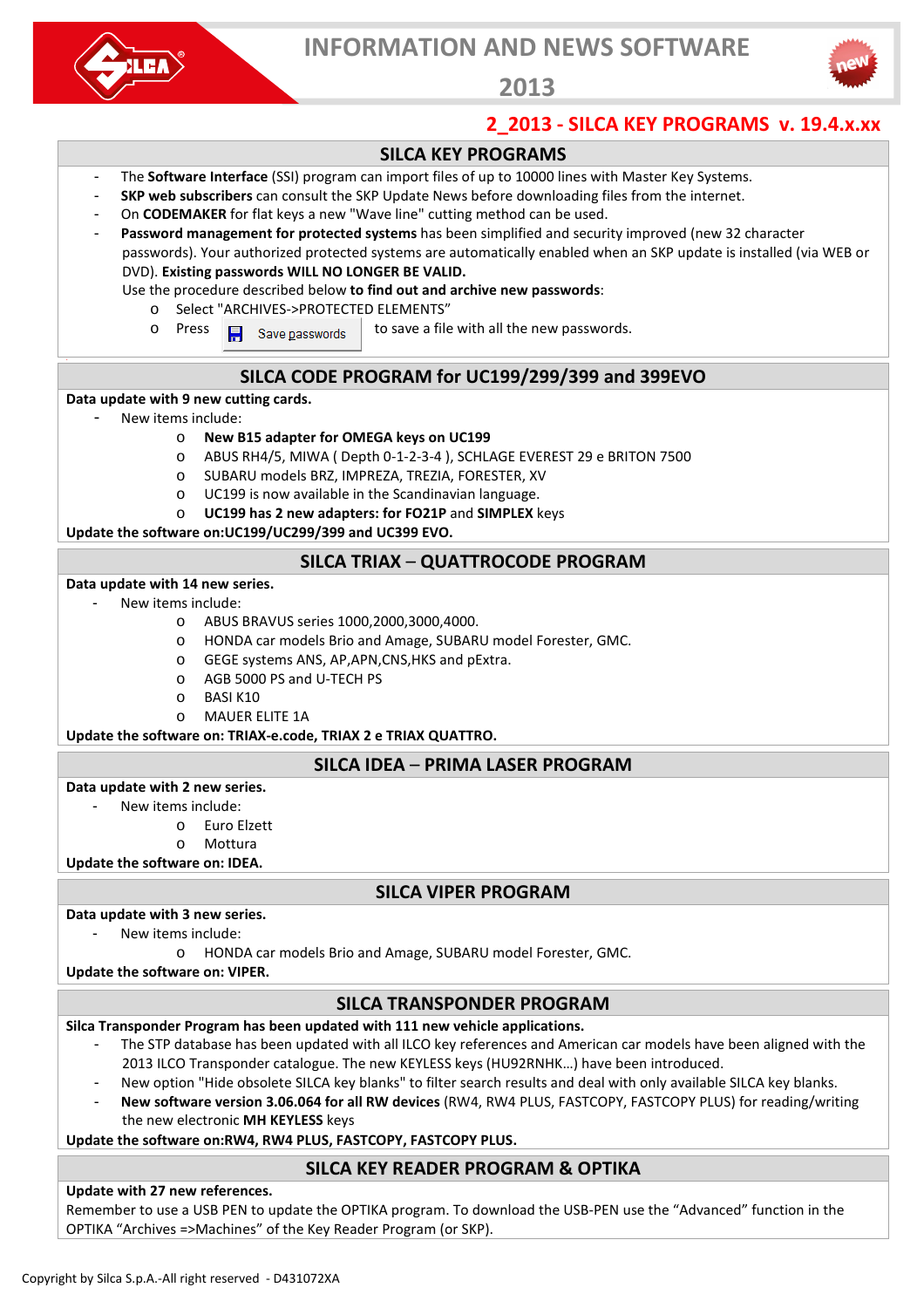# INFORMATION AND NEWS SOFTWARE 2013

## 2_2013 - SILCA KEY PROGRAMS v. 19.4.x.xx

### SILCA KEY PROGRAMS

- The **Software Interface** (SSI) program can import files of up to 10000 lines with Master Key Systems.
- **SKP web subscribers** can consult the SKP Update News before downloading files from the internet.
- On **CODEMAKER** for flat keys a new "Wave line" cutting method can be used.
- **Password management for protected systems** has been simplified and security improved (new 32 character passwords). Your authorized protected systems are automatically enabled when an SKP update is installed (via WEB or DVD). **Existing passwords WILL NO LONGER BE VALID.**
  Use the procedure described below **to find out and archive new passwords**:
  - Select "ARCHIVES->PROTECTED ELEMENTS"
  - Press [Save passwords] to save a file with all the new passwords.

### SILCA CODE PROGRAM for UC199/299/399 and 399EVO

**Data update with 9 new cutting cards.**

- New items include:
  - **New B15 adapter for OMEGA keys on UC199**
  - ABUS RH4/5, MIWA ( Depth 0-1-2-3-4 ), SCHLAGE EVEREST 29 e BRITON 7500
  - SUBARU models BRZ, IMPREZA, TREZIA, FORESTER, XV
  - UC199 is now available in the Scandinavian language.
  - **UC199 has 2 new adapters: for FO21P** and **SIMPLEX** keys

**Update the software on:UC199/UC299/399 and UC399 EVO.**

### SILCA TRIAX – QUATTROCODE PROGRAM

**Data update with 14 new series.**

- New items include:
  - ABUS BRAVUS series 1000,2000,3000,4000.
  - HONDA car models Brio and Amage, SUBARU model Forester, GMC.
  - GEGE systems ANS, AP,APN,CNS,HKS and pExtra.
  - AGB 5000 PS and U-TECH PS
  - BASI K10
  - MAUER ELITE 1A

**Update the software on: TRIAX-e.code, TRIAX 2 e TRIAX QUATTRO.**

### SILCA IDEA – PRIMA LASER PROGRAM

**Data update with 2 new series.**

- New items include:
  - Euro Elzett
  - Mottura

**Update the software on: IDEA.**

### SILCA VIPER PROGRAM

**Data update with 3 new series.**

- New items include:
  - HONDA car models Brio and Amage, SUBARU model Forester, GMC.

**Update the software on: VIPER.**

### SILCA TRANSPONDER PROGRAM

**Silca Transponder Program has been updated with 111 new vehicle applications.**

- The STP database has been updated with all ILCO key references and American car models have been aligned with the 2013 ILCO Transponder catalogue. The new KEYLESS keys (HU92RNHK…) have been introduced.
- New option "Hide obsolete SILCA key blanks" to filter search results and deal with only available SILCA key blanks.
- **New software version 3.06.064 for all RW devices** (RW4, RW4 PLUS, FASTCOPY, FASTCOPY PLUS) for reading/writing the new electronic **MH KEYLESS** keys

**Update the software on:RW4, RW4 PLUS, FASTCOPY, FASTCOPY PLUS.**

### SILCA KEY READER PROGRAM & OPTIKA

**Update with 27 new references.**

Remember to use a USB PEN to update the OPTIKA program. To download the USB-PEN use the "Advanced" function in the OPTIKA "Archives =>Machines" of the Key Reader Program (or SKP).

Copyright by Silca S.p.A.-All right reserved - D431072XA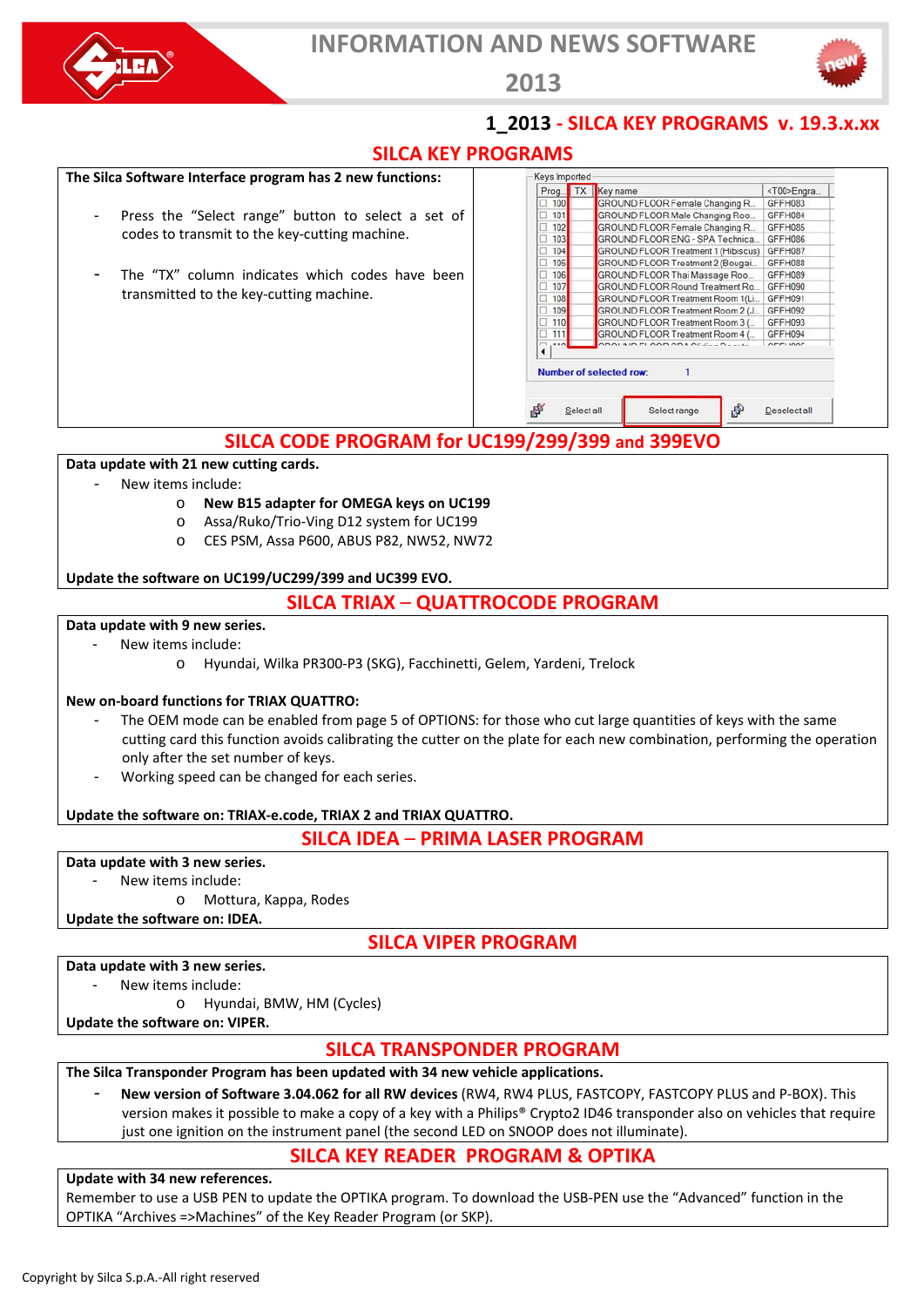# INFORMATION AND NEWS SOFTWARE 2013

## 1_2013 - SILCA KEY PROGRAMS v. 19.3.x.xx

## SILCA KEY PROGRAMS

**The Silca Software Interface program has 2 new functions:**

- Press the "Select range" button to select a set of codes to transmit to the key-cutting machine.
- The "TX" column indicates which codes have been transmitted to the key-cutting machine.

Keys Imported

| Prog... | TX | Key name | <T00>Engra... |
|---|---|---|---|
| 100 | | GROUND FLOOR Female Changing R... | GFFH083 |
| 101 | | GROUND FLOOR Male Changing Roo... | GFFH084 |
| 102 | | GROUND FLOOR Female Changing R... | GFFH085 |
| 103 | | GROUND FLOOR ENG - SPA Technica... | GFFH086 |
| 104 | | GROUND FLOOR Treatment 1 (Hibiscus) | GFFH087 |
| 105 | | GROUND FLOOR Treatment 2 (Bougai... | GFFH088 |
| 106 | | GROUND FLOOR Thai Massage Roo... | GFFH089 |
| 107 | | GROUND FLOOR Round Treatment Ro... | GFFH090 |
| 108 | | GROUND FLOOR Treatment Room 1(Li... | GFFH091 |
| 109 | | GROUND FLOOR Treatment Room 2 (J... | GFFH092 |
| 110 | | GROUND FLOOR Treatment Room 3 (... | GFFH093 |
| 111 | | GROUND FLOOR Treatment Room 4 (... | GFFH094 |

Number of selected row: 1

Select all | Select range | Deselect all

## SILCA CODE PROGRAM for UC199/299/399 and 399EVO

**Data update with 21 new cutting cards.**

- New items include:
  - **New B15 adapter for OMEGA keys on UC199**
  - Assa/Ruko/Trio-Ving D12 system for UC199
  - CES PSM, Assa P600, ABUS P82, NW52, NW72

**Update the software on UC199/UC299/399 and UC399 EVO.**

## SILCA TRIAX – QUATTROCODE PROGRAM

**Data update with 9 new series.**

- New items include:
  - Hyundai, Wilka PR300-P3 (SKG), Facchinetti, Gelem, Yardeni, Trelock

**New on-board functions for TRIAX QUATTRO:**

- The OEM mode can be enabled from page 5 of OPTIONS: for those who cut large quantities of keys with the same cutting card this function avoids calibrating the cutter on the plate for each new combination, performing the operation only after the set number of keys.
- Working speed can be changed for each series.

**Update the software on: TRIAX-e.code, TRIAX 2 and TRIAX QUATTRO.**

## SILCA IDEA – PRIMA LASER PROGRAM

**Data update with 3 new series.**

- New items include:
  - Mottura, Kappa, Rodes

**Update the software on: IDEA.**

## SILCA VIPER PROGRAM

**Data update with 3 new series.**

- New items include:
  - Hyundai, BMW, HM (Cycles)

**Update the software on: VIPER.**

## SILCA TRANSPONDER PROGRAM

**The Silca Transponder Program has been updated with 34 new vehicle applications.**

- **New version of Software 3.04.062 for all RW devices** (RW4, RW4 PLUS, FASTCOPY, FASTCOPY PLUS and P-BOX). This version makes it possible to make a copy of a key with a Philips® Crypto2 ID46 transponder also on vehicles that require just one ignition on the instrument panel (the second LED on SNOOP does not illuminate).

## SILCA KEY READER PROGRAM & OPTIKA

**Update with 34 new references.**

Remember to use a USB PEN to update the OPTIKA program. To download the USB-PEN use the "Advanced" function in the OPTIKA "Archives =>Machines" of the Key Reader Program (or SKP).

Copyright by Silca S.p.A.-All right reserved